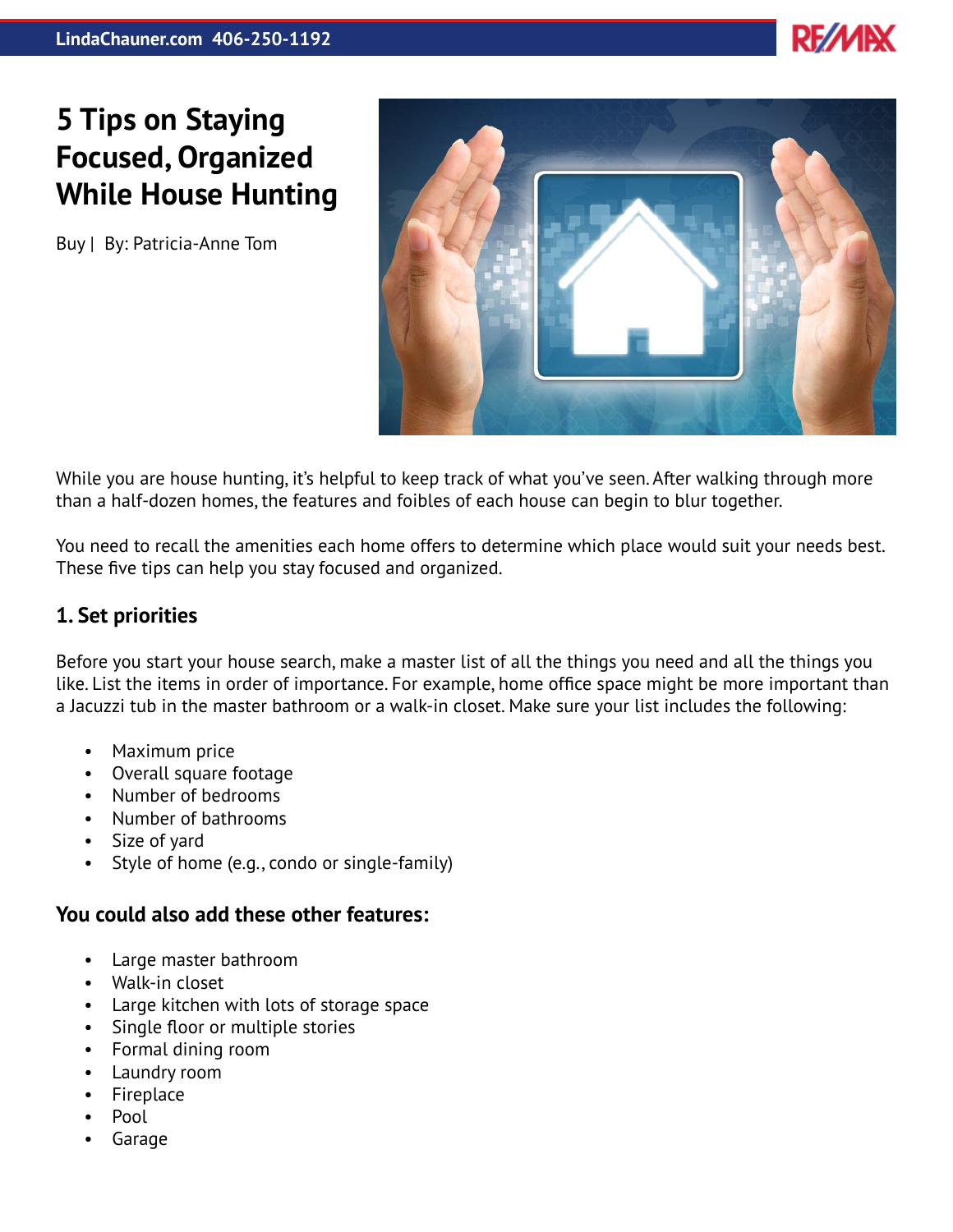# 5 Tips on Staying Focused, Organized While House Hunting

Buy | By: Patricia-Anne Tom

While you are house hunting, it's helpful to keep track of what you've seen. After walking through more than a half-dozen homes, the features and foibles of each house can begin to blur together.

You need to recall the amenities each home offers to determine which place would suit your needs best. These five tips can help you stay focused and organized.

## 1. Set priorities

Before you start your house search, make a master list of all the things you need and all the things you like. List the items in order of importance. For example, home office space might be more important than a Jacuzzi tub in the master bathroom or a walk-in closet. Make sure your list includes the following:

- Maximum price
- Overall square footage
- Number of bedrooms
- Number of bathrooms
- Size of yard
- Style of home (e.g., condo or single-family)

### You could also add these other features:

- Large master bathroom
- Walk-in closet
- Large kitchen with lots of storage space
- Single floor or multiple stories
- Formal dining room
- Laundry room
- Fireplace
- Pool
- Garage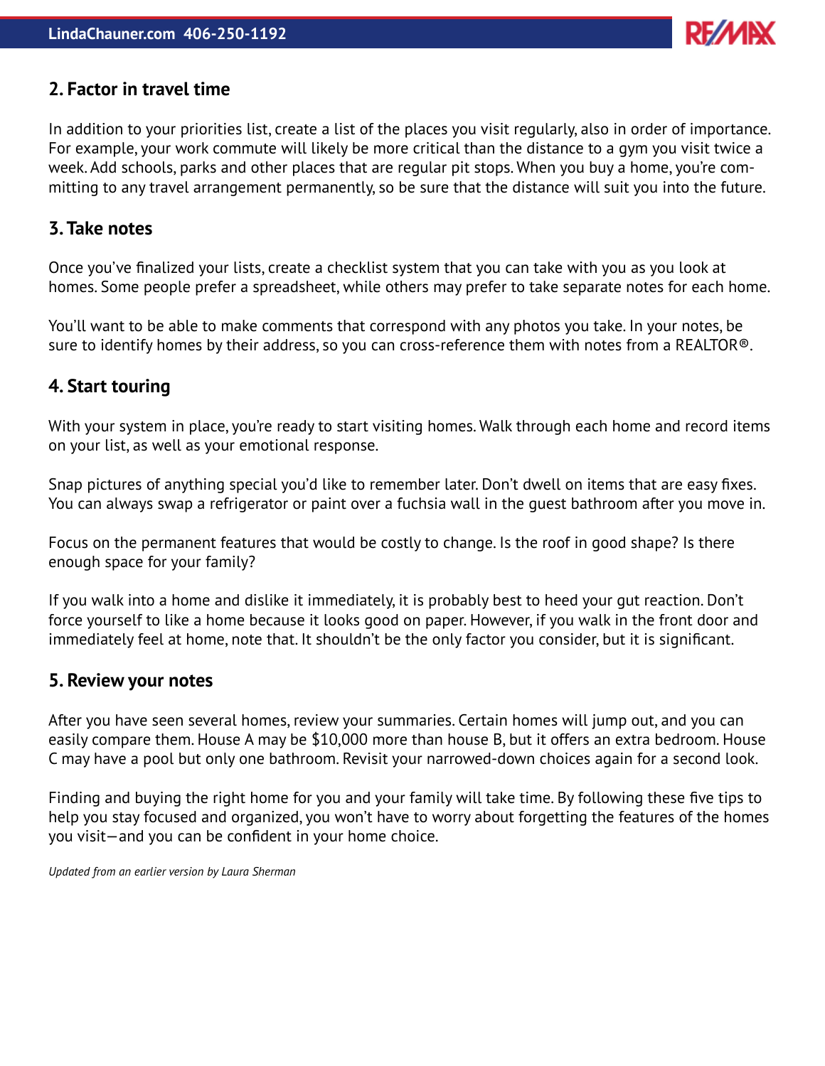## 2. Factor in travel time

In addition to your priorities list, create a list of the places you visit regularly, also in order of importance. For example, your work commute will likely be more critical than the distance to a gym you visit twice a week. Add schools, parks and other places that are regular pit stops. When you buy a home, you're committing to any travel arrangement permanently, so be sure that the distance will suit you into the future.

## 3. Take notes

Once you've finalized your lists, create a checklist system that you can take with you as you look at homes. Some people prefer a spreadsheet, while others may prefer to take separate notes for each home.

You'll want to be able to make comments that correspond with any photos you take. In your notes, be sure to identify homes by their address, so you can cross-reference them with notes from a REALTOR®.

## 4. Start touring

With your system in place, you're ready to start visiting homes. Walk through each home and record items on your list, as well as your emotional response.

Snap pictures of anything special you'd like to remember later. Don't dwell on items that are easy fixes. You can always swap a refrigerator or paint over a fuchsia wall in the guest bathroom after you move in.

Focus on the permanent features that would be costly to change. Is the roof in good shape? Is there enough space for your family?

If you walk into a home and dislike it immediately, it is probably best to heed your gut reaction. Don't force yourself to like a home because it looks good on paper. However, if you walk in the front door and immediately feel at home, note that. It shouldn't be the only factor you consider, but it is significant.

## 5. Review your notes

After you have seen several homes, review your summaries. Certain homes will jump out, and you can easily compare them. House A may be $10,000 more than house B, but it offers an extra bedroom. House C may have a pool but only one bathroom. Revisit your narrowed-down choices again for a second look.

Finding and buying the right home for you and your family will take time. By following these five tips to help you stay focused and organized, you won't have to worry about forgetting the features of the homes you visit—and you can be confident in your home choice.

*Updated from an earlier version by Laura Sherman*